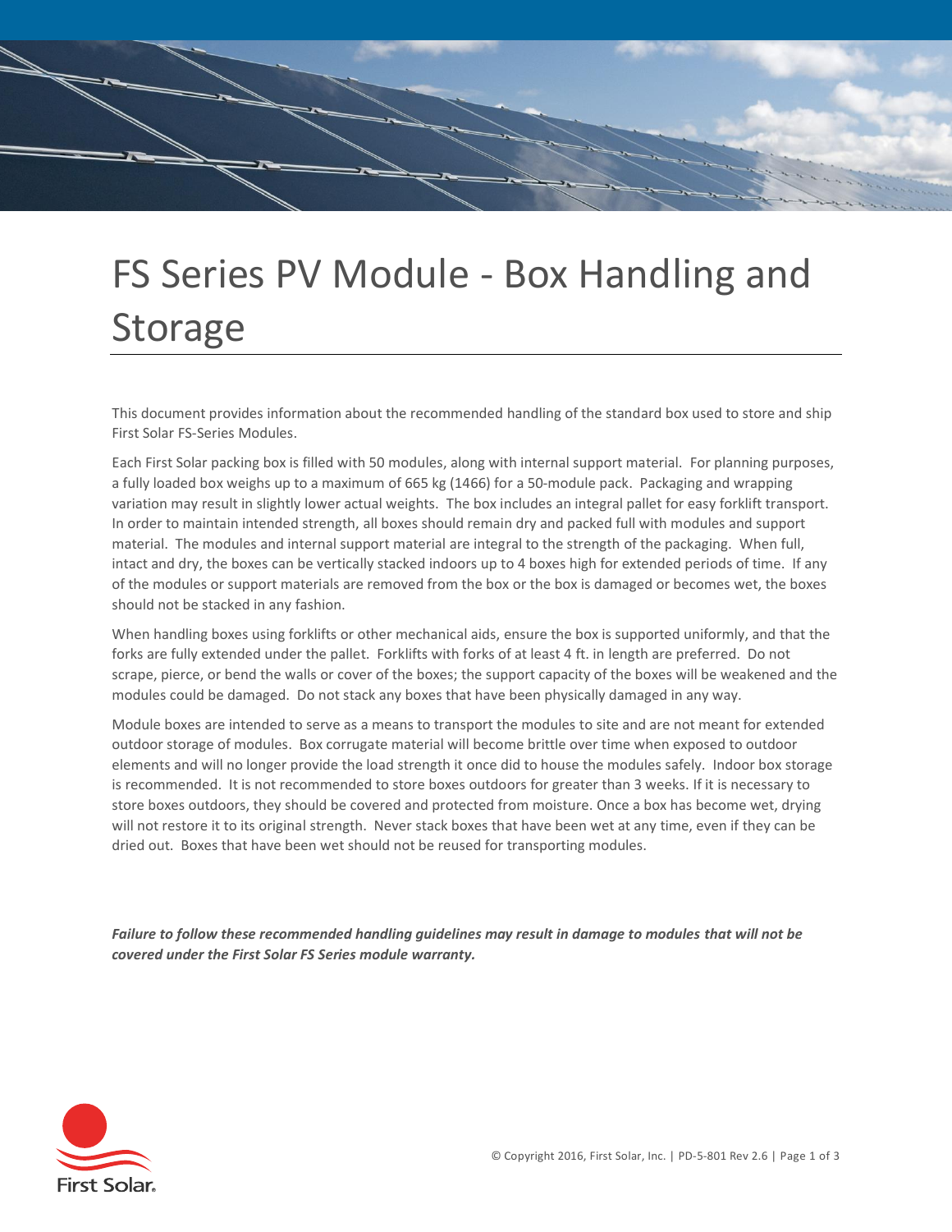# FS Series PV Module - Box Handling and Storage

This document provides information about the recommended handling of the standard box used to store and ship First Solar FS-Series Modules.

Each First Solar packing box is filled with 50 modules, along with internal support material. For planning purposes, a fully loaded box weighs up to a maximum of 665 kg (1466) for a 50-module pack. Packaging and wrapping variation may result in slightly lower actual weights. The box includes an integral pallet for easy forklift transport. In order to maintain intended strength, all boxes should remain dry and packed full with modules and support material. The modules and internal support material are integral to the strength of the packaging. When full, intact and dry, the boxes can be vertically stacked indoors up to 4 boxes high for extended periods of time. If any of the modules or support materials are removed from the box or the box is damaged or becomes wet, the boxes should not be stacked in any fashion.

When handling boxes using forklifts or other mechanical aids, ensure the box is supported uniformly, and that the forks are fully extended under the pallet. Forklifts with forks of at least 4 ft. in length are preferred. Do not scrape, pierce, or bend the walls or cover of the boxes; the support capacity of the boxes will be weakened and the modules could be damaged. Do not stack any boxes that have been physically damaged in any way.

Module boxes are intended to serve as a means to transport the modules to site and are not meant for extended outdoor storage of modules. Box corrugate material will become brittle over time when exposed to outdoor elements and will no longer provide the load strength it once did to house the modules safely. Indoor box storage is recommended. It is not recommended to store boxes outdoors for greater than 3 weeks. If it is necessary to store boxes outdoors, they should be covered and protected from moisture. Once a box has become wet, drying will not restore it to its original strength. Never stack boxes that have been wet at any time, even if they can be dried out. Boxes that have been wet should not be reused for transporting modules.

***Failure to follow these recommended handling guidelines may result in damage to modules that will not be covered under the First Solar FS Series module warranty.***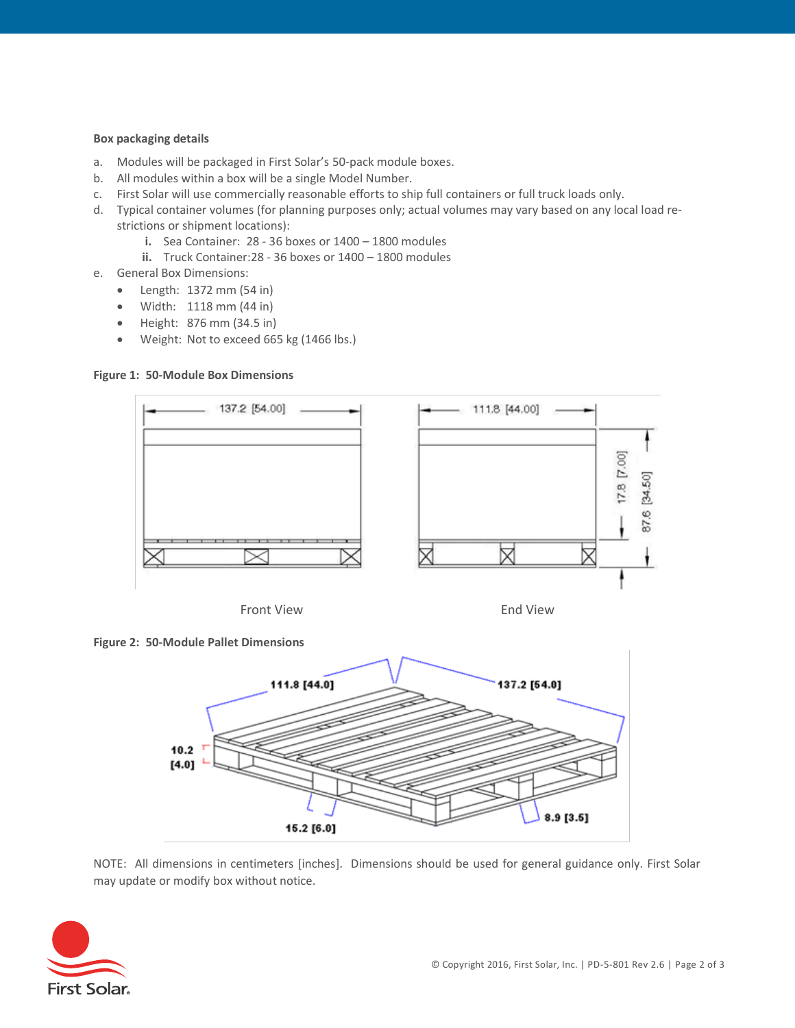**Box packaging details**

a. Modules will be packaged in First Solar's 50-pack module boxes.
b. All modules within a box will be a single Model Number.
c. First Solar will use commercially reasonable efforts to ship full containers or full truck loads only.
d. Typical container volumes (for planning purposes only; actual volumes may vary based on any local load restrictions or shipment locations):
   - **i.** Sea Container: 28 - 36 boxes or 1400 – 1800 modules
   - **ii.** Truck Container:28 - 36 boxes or 1400 – 1800 modules
e. General Box Dimensions:
   - Length: 1372 mm (54 in)
   - Width: 1118 mm (44 in)
   - Height: 876 mm (34.5 in)
   - Weight: Not to exceed 665 kg (1466 lbs.)

**Figure 1: 50-Module Box Dimensions**

137.2 [54.00]

111.8 [44.00]

17.8 [7.00]

87.6 [34.50]

Front View

End View

**Figure 2: 50-Module Pallet Dimensions**

111.8 [44.0]

137.2 [54.0]

10.2 [4.0]

15.2 [6.0]

8.9 [3.5]

NOTE: All dimensions in centimeters [inches]. Dimensions should be used for general guidance only. First Solar may update or modify box without notice.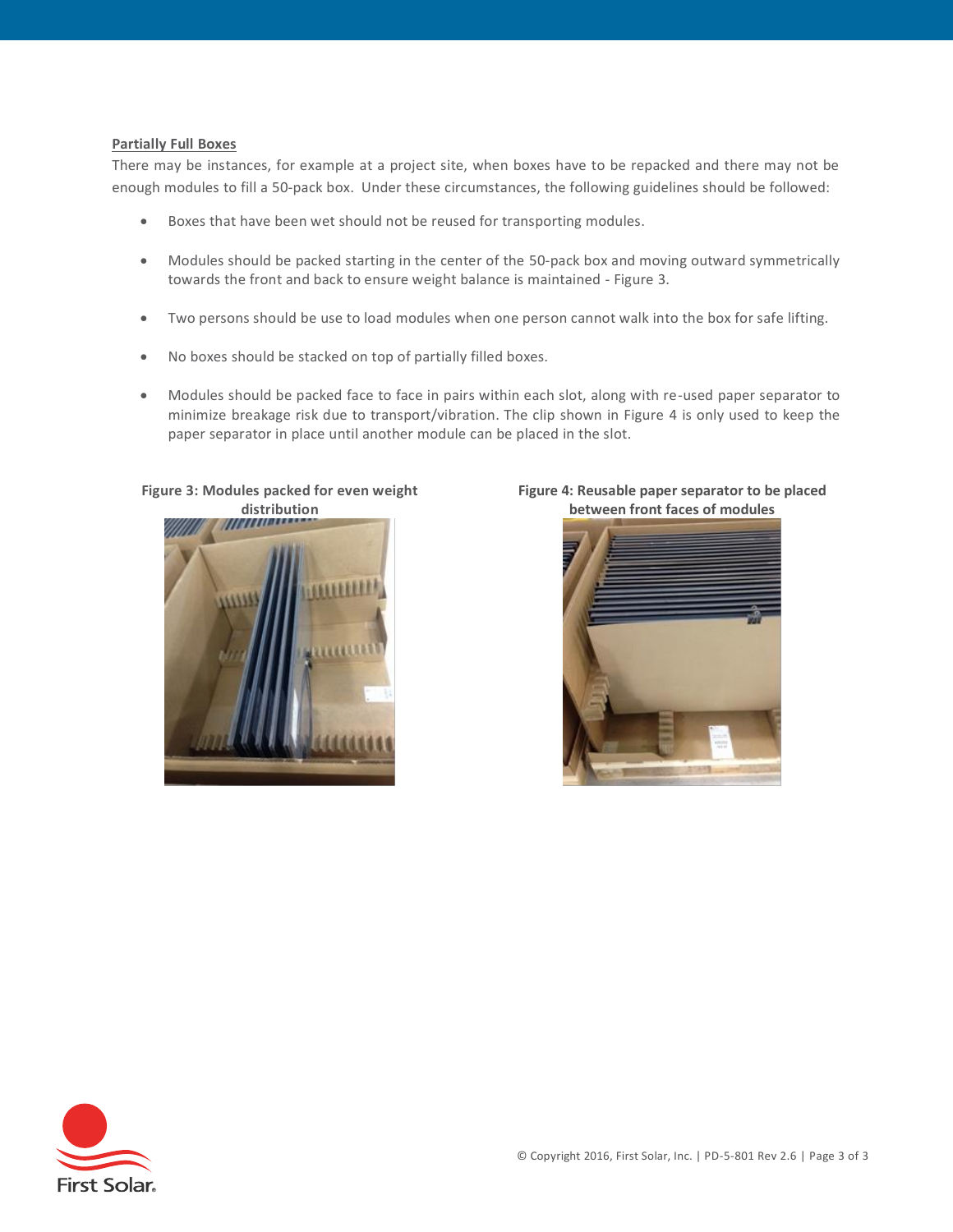**Partially Full Boxes**

There may be instances, for example at a project site, when boxes have to be repacked and there may not be enough modules to fill a 50-pack box. Under these circumstances, the following guidelines should be followed:

- Boxes that have been wet should not be reused for transporting modules.
- Modules should be packed starting in the center of the 50-pack box and moving outward symmetrically towards the front and back to ensure weight balance is maintained - Figure 3.
- Two persons should be use to load modules when one person cannot walk into the box for safe lifting.
- No boxes should be stacked on top of partially filled boxes.
- Modules should be packed face to face in pairs within each slot, along with re-used paper separator to minimize breakage risk due to transport/vibration. The clip shown in Figure 4 is only used to keep the paper separator in place until another module can be placed in the slot.

**Figure 3: Modules packed for even weight distribution**

**Figure 4: Reusable paper separator to be placed between front faces of modules**